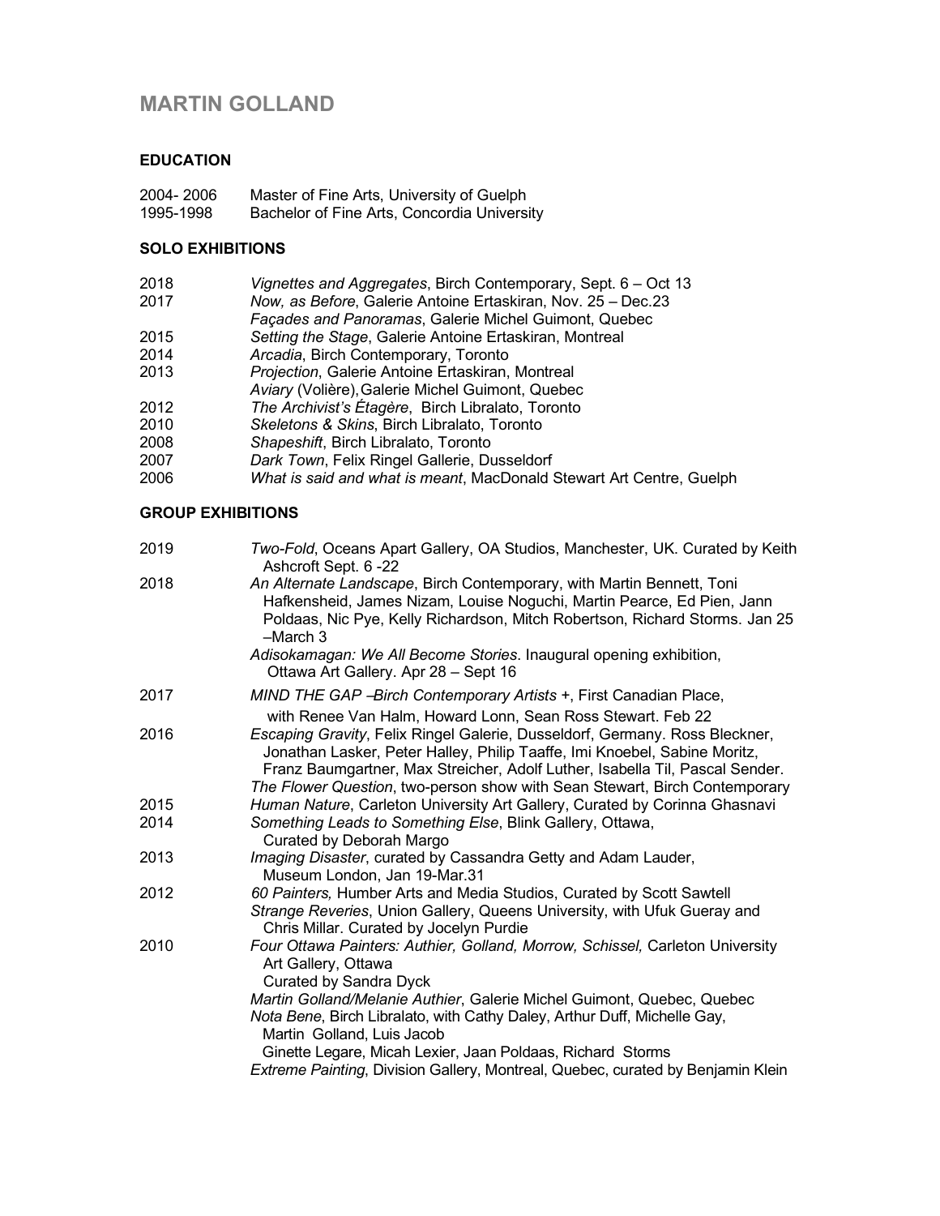# MARTIN GOLLAND

## EDUCATION

2004- 2006 Master of Fine Arts, University of Guelph
1995-1998 Bachelor of Fine Arts, Concordia University

## SOLO EXHIBITIONS

2018 *Vignettes and Aggregates*, Birch Contemporary, Sept. 6 – Oct 13
2017 *Now, as Before*, Galerie Antoine Ertaskiran, Nov. 25 – Dec.23
*Façades and Panoramas*, Galerie Michel Guimont, Quebec
2015 *Setting the Stage*, Galerie Antoine Ertaskiran, Montreal
2014 *Arcadia*, Birch Contemporary, Toronto
2013 *Projection*, Galerie Antoine Ertaskiran, Montreal
*Aviary* (Volière), Galerie Michel Guimont, Quebec
2012 *The Archivist's Étagère*, Birch Libralato, Toronto
2010 *Skeletons & Skins*, Birch Libralato, Toronto
2008 *Shapeshift*, Birch Libralato, Toronto
2007 *Dark Town*, Felix Ringel Gallerie, Dusseldorf
2006 *What is said and what is meant*, MacDonald Stewart Art Centre, Guelph

## GROUP EXHIBITIONS

2019 *Two-Fold*, Oceans Apart Gallery, OA Studios, Manchester, UK. Curated by Keith Ashcroft Sept. 6 -22

2018 *An Alternate Landscape*, Birch Contemporary, with Martin Bennett, Toni Hafkensheid, James Nizam, Louise Noguchi, Martin Pearce, Ed Pien, Jann Poldaas, Nic Pye, Kelly Richardson, Mitch Robertson, Richard Storms. Jan 25 –March 3
*Adisokamagan: We All Become Stories*. Inaugural opening exhibition, Ottawa Art Gallery. Apr 28 – Sept 16

2017 *MIND THE GAP –Birch Contemporary Artists +*, First Canadian Place, with Renee Van Halm, Howard Lonn, Sean Ross Stewart. Feb 22

2016 *Escaping Gravity*, Felix Ringel Galerie, Dusseldorf, Germany. Ross Bleckner, Jonathan Lasker, Peter Halley, Philip Taaffe, Imi Knoebel, Sabine Moritz, Franz Baumgartner, Max Streicher, Adolf Luther, Isabella Til, Pascal Sender.
*The Flower Question*, two-person show with Sean Stewart, Birch Contemporary

2015 *Human Nature*, Carleton University Art Gallery, Curated by Corinna Ghasnavi

2014 *Something Leads to Something Else*, Blink Gallery, Ottawa, Curated by Deborah Margo

2013 *Imaging Disaster*, curated by Cassandra Getty and Adam Lauder, Museum London, Jan 19-Mar.31

2012 *60 Painters,* Humber Arts and Media Studios, Curated by Scott Sawtell
*Strange Reveries*, Union Gallery, Queens University, with Ufuk Gueray and Chris Millar. Curated by Jocelyn Purdie

2010 *Four Ottawa Painters: Authier, Golland, Morrow, Schissel,* Carleton University Art Gallery, Ottawa
Curated by Sandra Dyck
*Martin Golland/Melanie Authier*, Galerie Michel Guimont, Quebec, Quebec
*Nota Bene*, Birch Libralato, with Cathy Daley, Arthur Duff, Michelle Gay, Martin Golland, Luis Jacob
Ginette Legare, Micah Lexier, Jaan Poldaas, Richard Storms
*Extreme Painting*, Division Gallery, Montreal, Quebec, curated by Benjamin Klein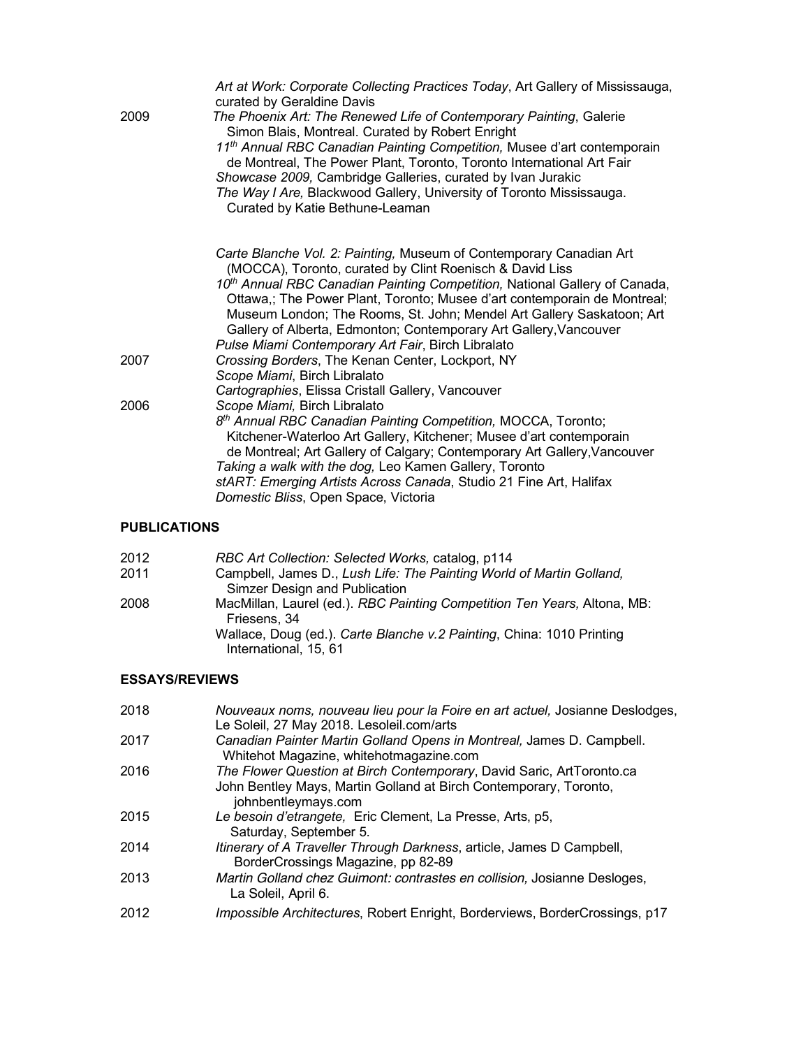| | |
|---|---|
| | *Art at Work: Corporate Collecting Practices Today*, Art Gallery of Mississauga, curated by Geraldine Davis |
| 2009 | *The Phoenix Art: The Renewed Life of Contemporary Painting*, Galerie Simon Blais, Montreal. Curated by Robert Enright |
| | *11th Annual RBC Canadian Painting Competition,* Musee d'art contemporain de Montreal, The Power Plant, Toronto, Toronto International Art Fair |
| | *Showcase 2009,* Cambridge Galleries, curated by Ivan Jurakic |
| | *The Way I Are,* Blackwood Gallery, University of Toronto Mississauga. Curated by Katie Bethune-Leaman |
| | *Carte Blanche Vol. 2: Painting,* Museum of Contemporary Canadian Art (MOCCA), Toronto, curated by Clint Roenisch & David Liss |
| | *10th Annual RBC Canadian Painting Competition,* National Gallery of Canada, Ottawa,; The Power Plant, Toronto; Musee d'art contemporain de Montreal; Museum London; The Rooms, St. John; Mendel Art Gallery Saskatoon; Art Gallery of Alberta, Edmonton; Contemporary Art Gallery,Vancouver |
| | *Pulse Miami Contemporary Art Fair*, Birch Libralato |
| 2007 | *Crossing Borders*, The Kenan Center, Lockport, NY |
| | *Scope Miami*, Birch Libralato |
| | *Cartographies*, Elissa Cristall Gallery, Vancouver |
| 2006 | *Scope Miami,* Birch Libralato |
| | *8th Annual RBC Canadian Painting Competition,* MOCCA, Toronto; Kitchener-Waterloo Art Gallery, Kitchener; Musee d'art contemporain de Montreal; Art Gallery of Calgary; Contemporary Art Gallery,Vancouver |
| | *Taking a walk with the dog,* Leo Kamen Gallery, Toronto |
| | *stART: Emerging Artists Across Canada*, Studio 21 Fine Art, Halifax |
| | *Domestic Bliss*, Open Space, Victoria |

## PUBLICATIONS

| | |
|---|---|
| 2012 | *RBC Art Collection: Selected Works,* catalog, p114 |
| 2011 | Campbell, James D., *Lush Life: The Painting World of Martin Golland,* Simzer Design and Publication |
| 2008 | MacMillan, Laurel (ed.). *RBC Painting Competition Ten Years,* Altona, MB: Friesens, 34 |
| | Wallace, Doug (ed.). *Carte Blanche v.2 Painting*, China: 1010 Printing International, 15, 61 |

## ESSAYS/REVIEWS

| | |
|---|---|
| 2018 | *Nouveaux noms, nouveau lieu pour la Foire en art actuel,* Josianne Deslodges, Le Soleil, 27 May 2018. Lesoleil.com/arts |
| 2017 | *Canadian Painter Martin Golland Opens in Montreal,* James D. Campbell. Whitehot Magazine, whitehotmagazine.com |
| 2016 | *The Flower Question at Birch Contemporary*, David Saric, ArtToronto.ca |
| | John Bentley Mays, Martin Golland at Birch Contemporary, Toronto, johnbentleymays.com |
| 2015 | *Le besoin d'etrangete,* Eric Clement, La Presse, Arts, p5, Saturday, September 5. |
| 2014 | *Itinerary of A Traveller Through Darkness*, article, James D Campbell, BorderCrossings Magazine, pp 82-89 |
| 2013 | *Martin Golland chez Guimont: contrastes en collision,* Josianne Desloges, La Soleil, April 6. |
| 2012 | *Impossible Architectures*, Robert Enright, Borderviews, BorderCrossings, p17 |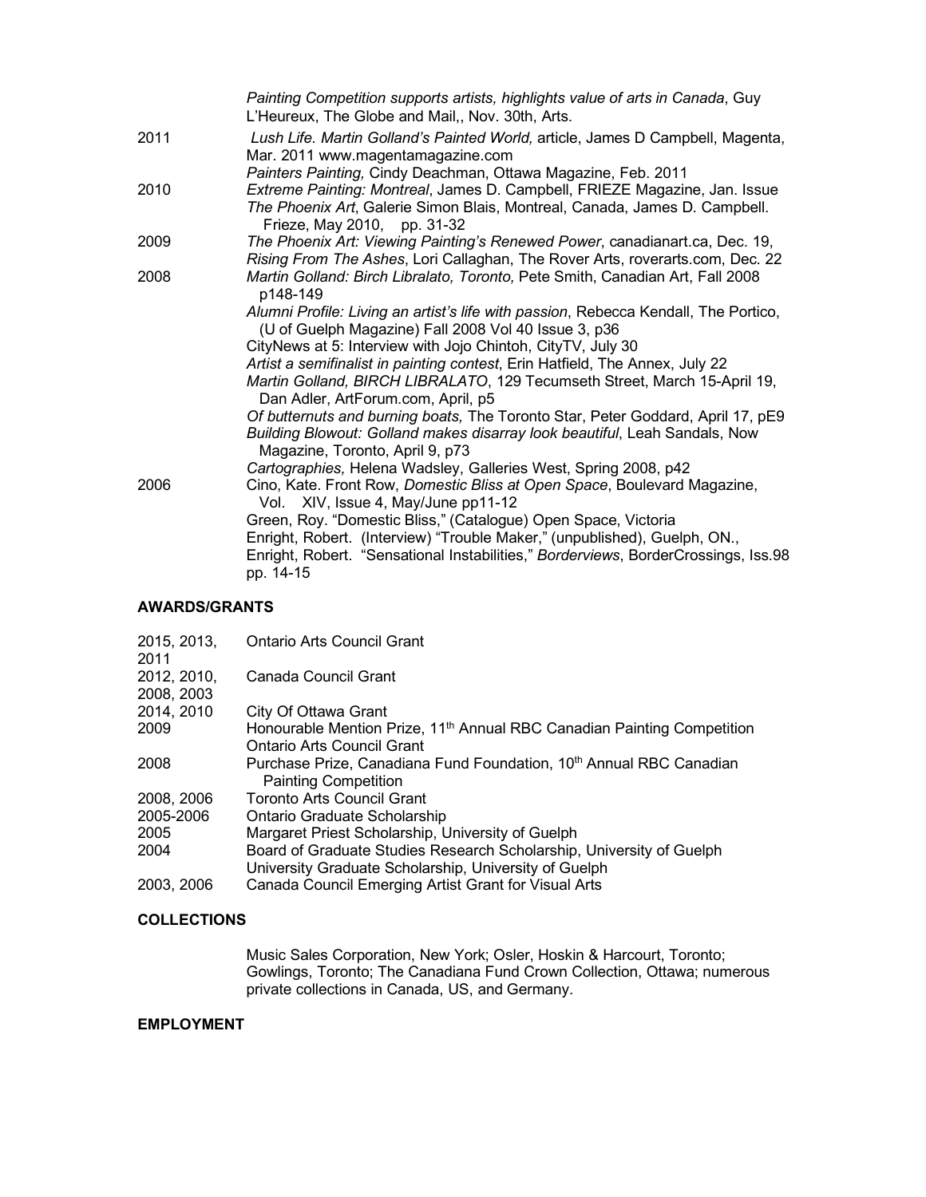| | |
|---|---|
| | *Painting Competition supports artists, highlights value of arts in Canada*, Guy L'Heureux, The Globe and Mail,, Nov. 30th, Arts. |
| 2011 | *Lush Life. Martin Golland's Painted World,* article, James D Campbell, Magenta, Mar. 2011 www.magentamagazine.com |
| | *Painters Painting,* Cindy Deachman, Ottawa Magazine, Feb. 2011 |
| 2010 | *Extreme Painting: Montreal*, James D. Campbell, FRIEZE Magazine, Jan. Issue |
| | *The Phoenix Art*, Galerie Simon Blais, Montreal, Canada, James D. Campbell. Frieze, May 2010, pp. 31-32 |
| 2009 | *The Phoenix Art: Viewing Painting's Renewed Power*, canadianart.ca, Dec. 19, |
| | *Rising From The Ashes*, Lori Callaghan, The Rover Arts, roverarts.com, Dec. 22 |
| 2008 | *Martin Golland: Birch Libralato, Toronto,* Pete Smith, Canadian Art, Fall 2008 p148-149 |
| | *Alumni Profile: Living an artist's life with passion*, Rebecca Kendall, The Portico, (U of Guelph Magazine) Fall 2008 Vol 40 Issue 3, p36 |
| | CityNews at 5: Interview with Jojo Chintoh, CityTV, July 30 |
| | *Artist a semifinalist in painting contest*, Erin Hatfield, The Annex, July 22 |
| | *Martin Golland, BIRCH LIBRALATO*, 129 Tecumseth Street, March 15-April 19, Dan Adler, ArtForum.com, April, p5 |
| | *Of butternuts and burning boats,* The Toronto Star, Peter Goddard, April 17, pE9 |
| | *Building Blowout: Golland makes disarray look beautiful*, Leah Sandals, Now Magazine, Toronto, April 9, p73 |
| | *Cartographies,* Helena Wadsley, Galleries West, Spring 2008, p42 |
| 2006 | Cino, Kate. Front Row, *Domestic Bliss at Open Space*, Boulevard Magazine, Vol. XIV, Issue 4, May/June pp11-12 |
| | Green, Roy. "Domestic Bliss," (Catalogue) Open Space, Victoria |
| | Enright, Robert. (Interview) "Trouble Maker," (unpublished), Guelph, ON., |
| | Enright, Robert. "Sensational Instabilities," *Borderviews*, BorderCrossings, Iss.98 pp. 14-15 |

## AWARDS/GRANTS

| | |
|---|---|
| 2015, 2013, 2011 | Ontario Arts Council Grant |
| 2012, 2010, 2008, 2003 | Canada Council Grant |
| 2014, 2010 | City Of Ottawa Grant |
| 2009 | Honourable Mention Prize, 11th Annual RBC Canadian Painting Competition |
| | Ontario Arts Council Grant |
| 2008 | Purchase Prize, Canadiana Fund Foundation, 10th Annual RBC Canadian Painting Competition |
| 2008, 2006 | Toronto Arts Council Grant |
| 2005-2006 | Ontario Graduate Scholarship |
| 2005 | Margaret Priest Scholarship, University of Guelph |
| 2004 | Board of Graduate Studies Research Scholarship, University of Guelph |
| | University Graduate Scholarship, University of Guelph |
| 2003, 2006 | Canada Council Emerging Artist Grant for Visual Arts |

## COLLECTIONS

Music Sales Corporation, New York; Osler, Hoskin & Harcourt, Toronto; Gowlings, Toronto; The Canadiana Fund Crown Collection, Ottawa; numerous private collections in Canada, US, and Germany.

## EMPLOYMENT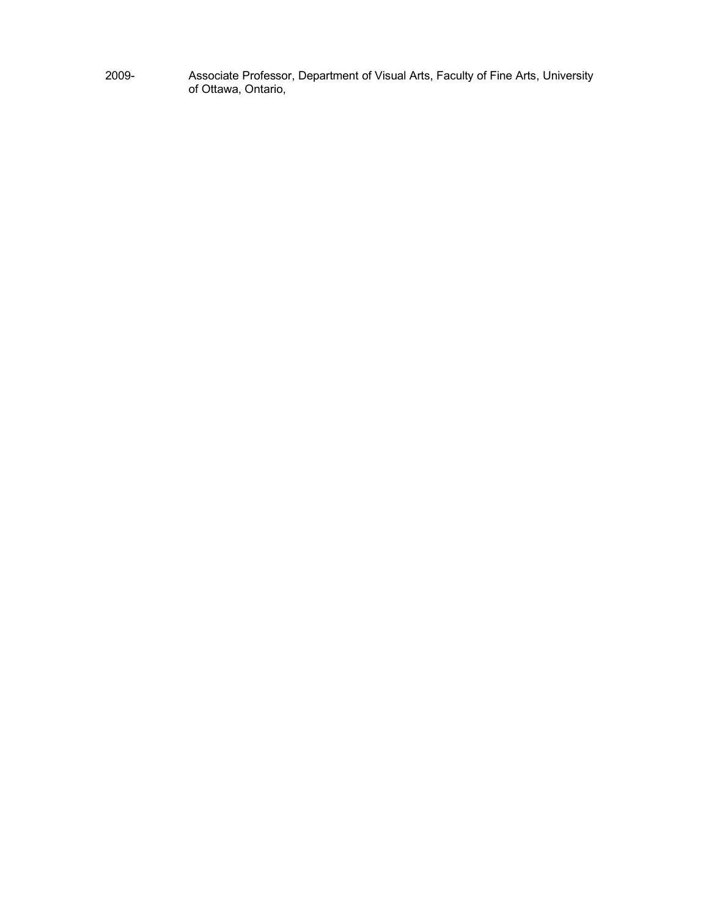2009- Associate Professor, Department of Visual Arts, Faculty of Fine Arts, University of Ottawa, Ontario,